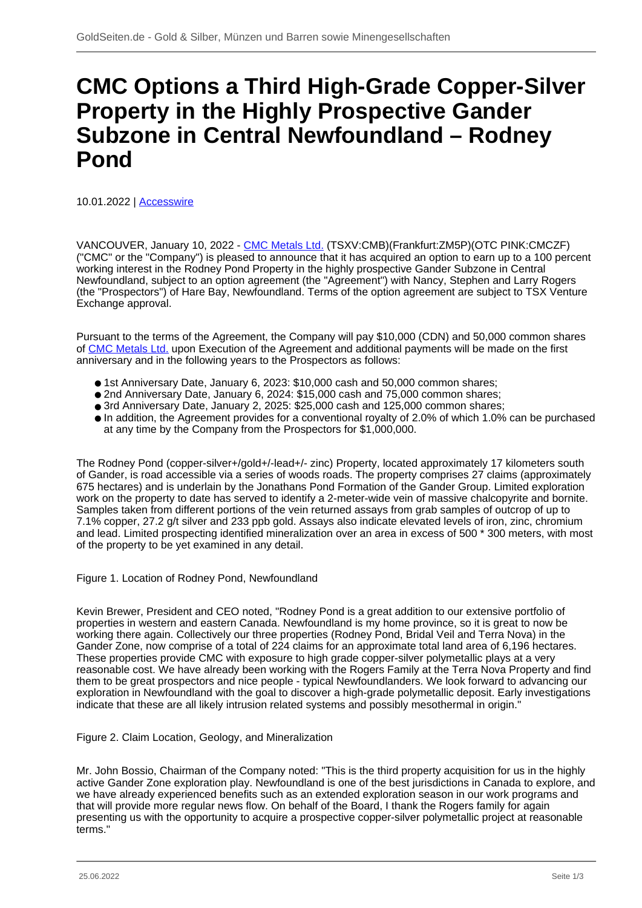# CMC Options a Third High-Grade Copper-Silver Property in the Highly Prospective Gander Subzone in Central Newfoundland – Rodney Pond

10.01.2022 | Accesswire

VANCOUVER, January 10, 2022 - CMC Metals Ltd. (TSXV:CMB)(Frankfurt:ZM5P)(OTC PINK:CMCZF) ("CMC" or the "Company") is pleased to announce that it has acquired an option to earn up to a 100 percent working interest in the Rodney Pond Property in the highly prospective Gander Subzone in Central Newfoundland, subject to an option agreement (the "Agreement") with Nancy, Stephen and Larry Rogers (the "Prospectors") of Hare Bay, Newfoundland. Terms of the option agreement are subject to TSX Venture Exchange approval.

Pursuant to the terms of the Agreement, the Company will pay $10,000 (CDN) and 50,000 common shares of CMC Metals Ltd. upon Execution of the Agreement and additional payments will be made on the first anniversary and in the following years to the Prospectors as follows:

- 1st Anniversary Date, January 6, 2023: $10,000 cash and 50,000 common shares;
- 2nd Anniversary Date, January 6, 2024: $15,000 cash and 75,000 common shares;
- 3rd Anniversary Date, January 2, 2025: $25,000 cash and 125,000 common shares;
- In addition, the Agreement provides for a conventional royalty of 2.0% of which 1.0% can be purchased at any time by the Company from the Prospectors for $1,000,000.

The Rodney Pond (copper-silver+/gold+/-lead+/- zinc) Property, located approximately 17 kilometers south of Gander, is road accessible via a series of woods roads. The property comprises 27 claims (approximately 675 hectares) and is underlain by the Jonathans Pond Formation of the Gander Group. Limited exploration work on the property to date has served to identify a 2-meter-wide vein of massive chalcopyrite and bornite. Samples taken from different portions of the vein returned assays from grab samples of outcrop of up to 7.1% copper, 27.2 g/t silver and 233 ppb gold. Assays also indicate elevated levels of iron, zinc, chromium and lead. Limited prospecting identified mineralization over an area in excess of 500 * 300 meters, with most of the property to be yet examined in any detail.

Figure 1. Location of Rodney Pond, Newfoundland

Kevin Brewer, President and CEO noted, "Rodney Pond is a great addition to our extensive portfolio of properties in western and eastern Canada. Newfoundland is my home province, so it is great to now be working there again. Collectively our three properties (Rodney Pond, Bridal Veil and Terra Nova) in the Gander Zone, now comprise of a total of 224 claims for an approximate total land area of 6,196 hectares. These properties provide CMC with exposure to high grade copper-silver polymetallic plays at a very reasonable cost. We have already been working with the Rogers Family at the Terra Nova Property and find them to be great prospectors and nice people - typical Newfoundlanders. We look forward to advancing our exploration in Newfoundland with the goal to discover a high-grade polymetallic deposit. Early investigations indicate that these are all likely intrusion related systems and possibly mesothermal in origin."

Figure 2. Claim Location, Geology, and Mineralization

Mr. John Bossio, Chairman of the Company noted: "This is the third property acquisition for us in the highly active Gander Zone exploration play. Newfoundland is one of the best jurisdictions in Canada to explore, and we have already experienced benefits such as an extended exploration season in our work programs and that will provide more regular news flow. On behalf of the Board, I thank the Rogers family for again presenting us with the opportunity to acquire a prospective copper-silver polymetallic project at reasonable terms."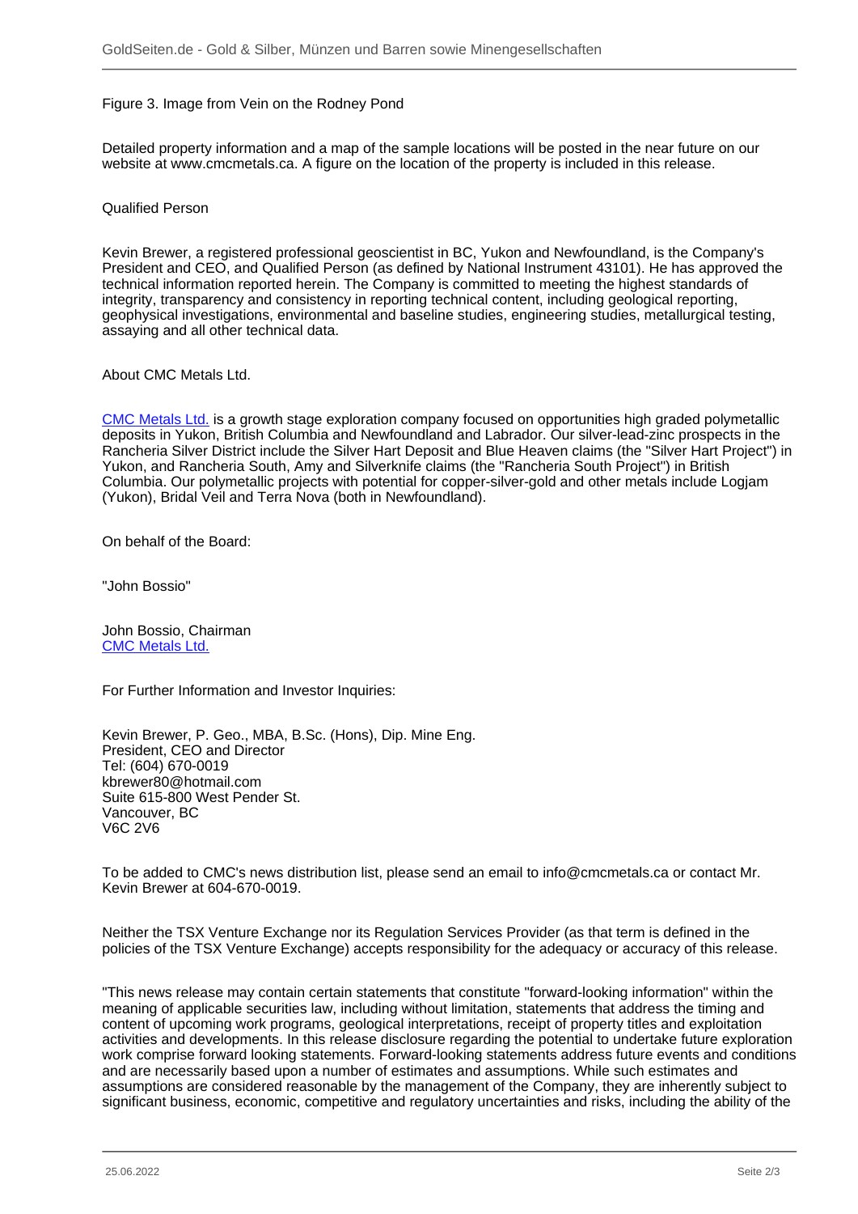Figure 3. Image from Vein on the Rodney Pond

Detailed property information and a map of the sample locations will be posted in the near future on our website at www.cmcmetals.ca. A figure on the location of the property is included in this release.

Qualified Person

Kevin Brewer, a registered professional geoscientist in BC, Yukon and Newfoundland, is the Company's President and CEO, and Qualified Person (as defined by National Instrument 43101). He has approved the technical information reported herein. The Company is committed to meeting the highest standards of integrity, transparency and consistency in reporting technical content, including geological reporting, geophysical investigations, environmental and baseline studies, engineering studies, metallurgical testing, assaying and all other technical data.

About CMC Metals Ltd.

CMC Metals Ltd. is a growth stage exploration company focused on opportunities high graded polymetallic deposits in Yukon, British Columbia and Newfoundland and Labrador. Our silver-lead-zinc prospects in the Rancheria Silver District include the Silver Hart Deposit and Blue Heaven claims (the "Silver Hart Project") in Yukon, and Rancheria South, Amy and Silverknife claims (the "Rancheria South Project") in British Columbia. Our polymetallic projects with potential for copper-silver-gold and other metals include Logjam (Yukon), Bridal Veil and Terra Nova (both in Newfoundland).

On behalf of the Board:

"John Bossio"

John Bossio, Chairman
CMC Metals Ltd.

For Further Information and Investor Inquiries:

Kevin Brewer, P. Geo., MBA, B.Sc. (Hons), Dip. Mine Eng.
President, CEO and Director
Tel: (604) 670-0019
kbrewer80@hotmail.com
Suite 615-800 West Pender St.
Vancouver, BC
V6C 2V6

To be added to CMC's news distribution list, please send an email to info@cmcmetals.ca or contact Mr. Kevin Brewer at 604-670-0019.

Neither the TSX Venture Exchange nor its Regulation Services Provider (as that term is defined in the policies of the TSX Venture Exchange) accepts responsibility for the adequacy or accuracy of this release.

"This news release may contain certain statements that constitute "forward-looking information" within the meaning of applicable securities law, including without limitation, statements that address the timing and content of upcoming work programs, geological interpretations, receipt of property titles and exploitation activities and developments. In this release disclosure regarding the potential to undertake future exploration work comprise forward looking statements. Forward-looking statements address future events and conditions and are necessarily based upon a number of estimates and assumptions. While such estimates and assumptions are considered reasonable by the management of the Company, they are inherently subject to significant business, economic, competitive and regulatory uncertainties and risks, including the ability of the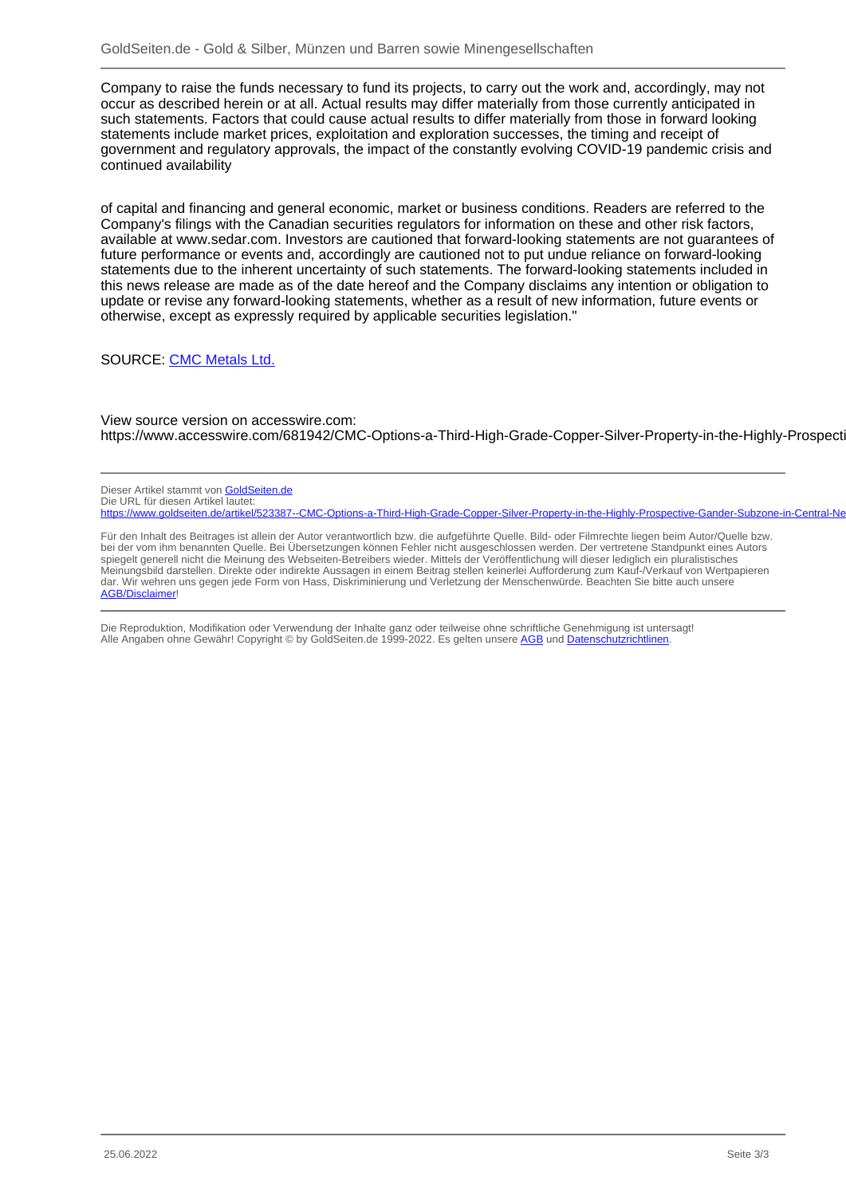Company to raise the funds necessary to fund its projects, to carry out the work and, accordingly, may not occur as described herein or at all. Actual results may differ materially from those currently anticipated in such statements. Factors that could cause actual results to differ materially from those in forward looking statements include market prices, exploitation and exploration successes, the timing and receipt of government and regulatory approvals, the impact of the constantly evolving COVID-19 pandemic crisis and continued availability

of capital and financing and general economic, market or business conditions. Readers are referred to the Company's filings with the Canadian securities regulators for information on these and other risk factors, available at www.sedar.com. Investors are cautioned that forward-looking statements are not guarantees of future performance or events and, accordingly are cautioned not to put undue reliance on forward-looking statements due to the inherent uncertainty of such statements. The forward-looking statements included in this news release are made as of the date hereof and the Company disclaims any intention or obligation to update or revise any forward-looking statements, whether as a result of new information, future events or otherwise, except as expressly required by applicable securities legislation."

SOURCE: [CMC Metals Ltd.]()

View source version on accesswire.com:
https://www.accesswire.com/681942/CMC-Options-a-Third-High-Grade-Copper-Silver-Property-in-the-Highly-Prospecti

---

Dieser Artikel stammt von [GoldSeiten.de]()
Die URL für diesen Artikel lautet:
https://www.goldseiten.de/artikel/523387--CMC-Options-a-Third-High-Grade-Copper-Silver-Property-in-the-Highly-Prospective-Gander-Subzone-in-Central-Ne

Für den Inhalt des Beitrages ist allein der Autor verantwortlich bzw. die aufgeführte Quelle. Bild- oder Filmrechte liegen beim Autor/Quelle bzw. bei der vom ihm benannten Quelle. Bei Übersetzungen können Fehler nicht ausgeschlossen werden. Der vertretene Standpunkt eines Autors spiegelt generell nicht die Meinung des Webseiten-Betreibers wieder. Mittels der Veröffentlichung will dieser lediglich ein pluralistisches Meinungsbild darstellen. Direkte oder indirekte Aussagen in einem Beitrag stellen keinerlei Aufforderung zum Kauf-/Verkauf von Wertpapieren dar. Wir wehren uns gegen jede Form von Hass, Diskriminierung und Verletzung der Menschenwürde. Beachten Sie bitte auch unsere [AGB/Disclaimer]()!

---

Die Reproduktion, Modifikation oder Verwendung der Inhalte ganz oder teilweise ohne schriftliche Genehmigung ist untersagt!
Alle Angaben ohne Gewähr! Copyright © by GoldSeiten.de 1999-2022. Es gelten unsere [AGB]() und [Datenschutzrichtlinen]().